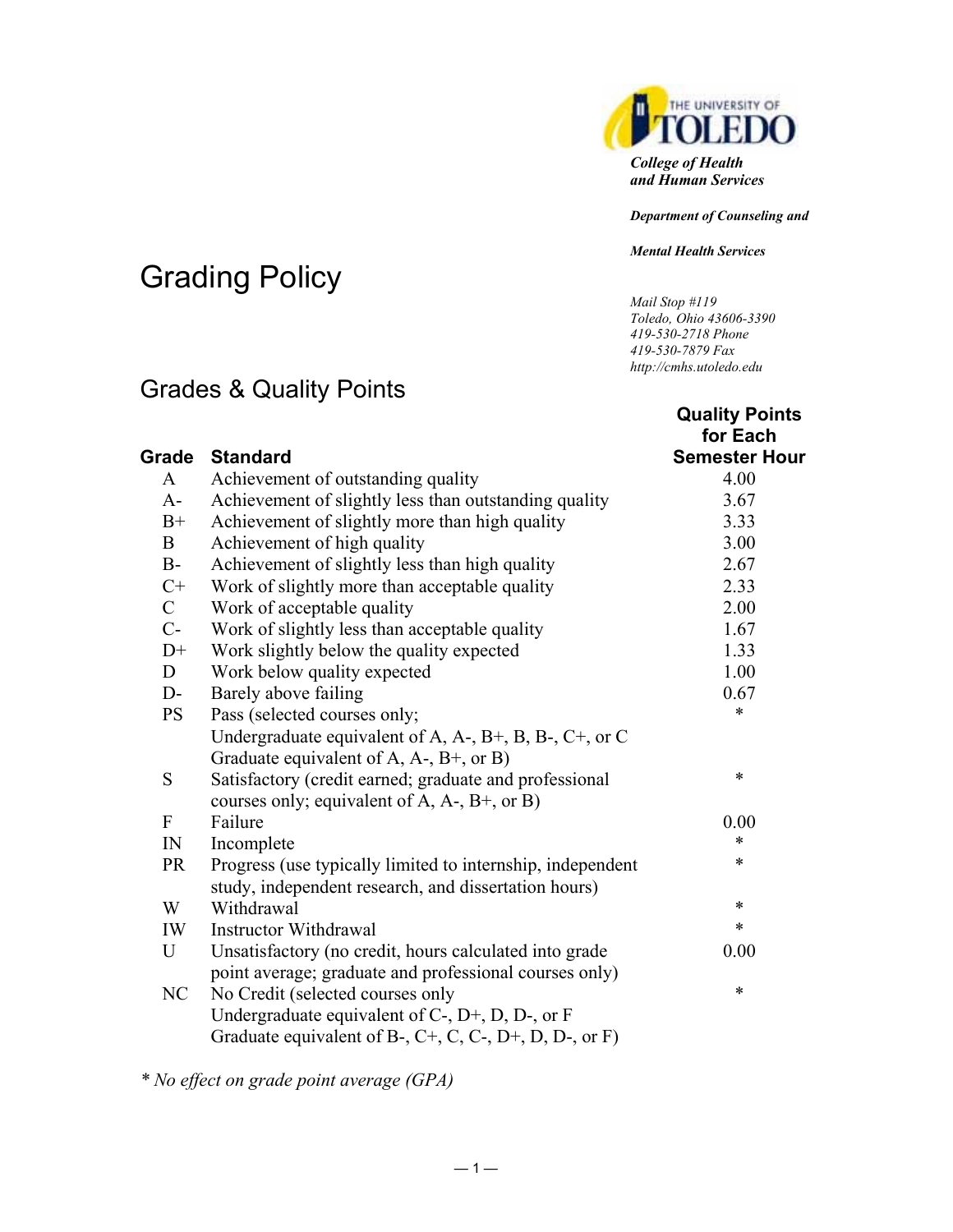THE UNIVERSITY OF TOLEDO

***College of Health and Human Services***

***Department of Counseling and Mental Health Services***

*Mail Stop #119*
*Toledo, Ohio 43606-3390*
*419-530-2718 Phone*
*419-530-7879 Fax*
*http://cmhs.utoledo.edu*

# Grading Policy

## Grades & Quality Points

| Grade | Standard | Quality Points for Each Semester Hour |
|---|---|---|
| A | Achievement of outstanding quality | 4.00 |
| A- | Achievement of slightly less than outstanding quality | 3.67 |
| B+ | Achievement of slightly more than high quality | 3.33 |
| B | Achievement of high quality | 3.00 |
| B- | Achievement of slightly less than high quality | 2.67 |
| C+ | Work of slightly more than acceptable quality | 2.33 |
| C | Work of acceptable quality | 2.00 |
| C- | Work of slightly less than acceptable quality | 1.67 |
| D+ | Work slightly below the quality expected | 1.33 |
| D | Work below quality expected | 1.00 |
| D- | Barely above failing | 0.67 |
| PS | Pass (selected courses only; Undergraduate equivalent of A, A-, B+, B, B-, C+, or C Graduate equivalent of A, A-, B+, or B) | * |
| S | Satisfactory (credit earned; graduate and professional courses only; equivalent of A, A-, B+, or B) | * |
| F | Failure | 0.00 |
| IN | Incomplete | * |
| PR | Progress (use typically limited to internship, independent study, independent research, and dissertation hours) | * |
| W | Withdrawal | * |
| IW | Instructor Withdrawal | * |
| U | Unsatisfactory (no credit, hours calculated into grade point average; graduate and professional courses only) | 0.00 |
| NC | No Credit (selected courses only Undergraduate equivalent of C-, D+, D, D-, or F Graduate equivalent of B-, C+, C, C-, D+, D, D-, or F) | * |

*\* No effect on grade point average (GPA)*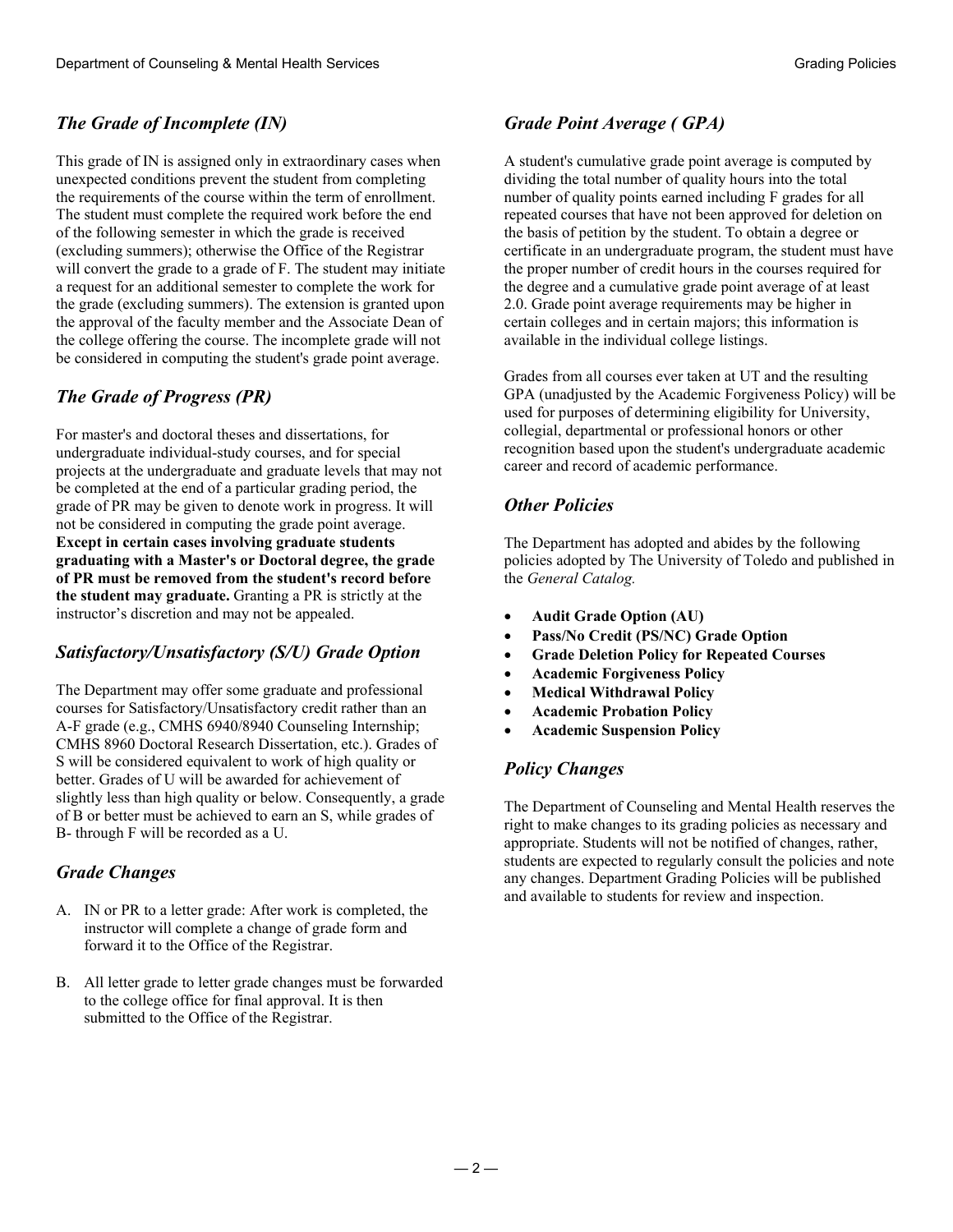## *The Grade of Incomplete (IN)*

This grade of IN is assigned only in extraordinary cases when unexpected conditions prevent the student from completing the requirements of the course within the term of enrollment. The student must complete the required work before the end of the following semester in which the grade is received (excluding summers); otherwise the Office of the Registrar will convert the grade to a grade of F. The student may initiate a request for an additional semester to complete the work for the grade (excluding summers). The extension is granted upon the approval of the faculty member and the Associate Dean of the college offering the course. The incomplete grade will not be considered in computing the student's grade point average.

## *The Grade of Progress (PR)*

For master's and doctoral theses and dissertations, for undergraduate individual-study courses, and for special projects at the undergraduate and graduate levels that may not be completed at the end of a particular grading period, the grade of PR may be given to denote work in progress. It will not be considered in computing the grade point average. **Except in certain cases involving graduate students graduating with a Master's or Doctoral degree, the grade of PR must be removed from the student's record before the student may graduate.** Granting a PR is strictly at the instructor's discretion and may not be appealed.

## *Satisfactory/Unsatisfactory (S/U) Grade Option*

The Department may offer some graduate and professional courses for Satisfactory/Unsatisfactory credit rather than an A-F grade (e.g., CMHS 6940/8940 Counseling Internship; CMHS 8960 Doctoral Research Dissertation, etc.). Grades of S will be considered equivalent to work of high quality or better. Grades of U will be awarded for achievement of slightly less than high quality or below. Consequently, a grade of B or better must be achieved to earn an S, while grades of B- through F will be recorded as a U.

## *Grade Changes*

A. IN or PR to a letter grade: After work is completed, the instructor will complete a change of grade form and forward it to the Office of the Registrar.

B. All letter grade to letter grade changes must be forwarded to the college office for final approval. It is then submitted to the Office of the Registrar.

## *Grade Point Average ( GPA)*

A student's cumulative grade point average is computed by dividing the total number of quality hours into the total number of quality points earned including F grades for all repeated courses that have not been approved for deletion on the basis of petition by the student. To obtain a degree or certificate in an undergraduate program, the student must have the proper number of credit hours in the courses required for the degree and a cumulative grade point average of at least 2.0. Grade point average requirements may be higher in certain colleges and in certain majors; this information is available in the individual college listings.

Grades from all courses ever taken at UT and the resulting GPA (unadjusted by the Academic Forgiveness Policy) will be used for purposes of determining eligibility for University, collegial, departmental or professional honors or other recognition based upon the student's undergraduate academic career and record of academic performance.

## *Other Policies*

The Department has adopted and abides by the following policies adopted by The University of Toledo and published in the *General Catalog.*

- **Audit Grade Option (AU)**
- **Pass/No Credit (PS/NC) Grade Option**
- **Grade Deletion Policy for Repeated Courses**
- **Academic Forgiveness Policy**
- **Medical Withdrawal Policy**
- **Academic Probation Policy**
- **Academic Suspension Policy**

## *Policy Changes*

The Department of Counseling and Mental Health reserves the right to make changes to its grading policies as necessary and appropriate. Students will not be notified of changes, rather, students are expected to regularly consult the policies and note any changes. Department Grading Policies will be published and available to students for review and inspection.